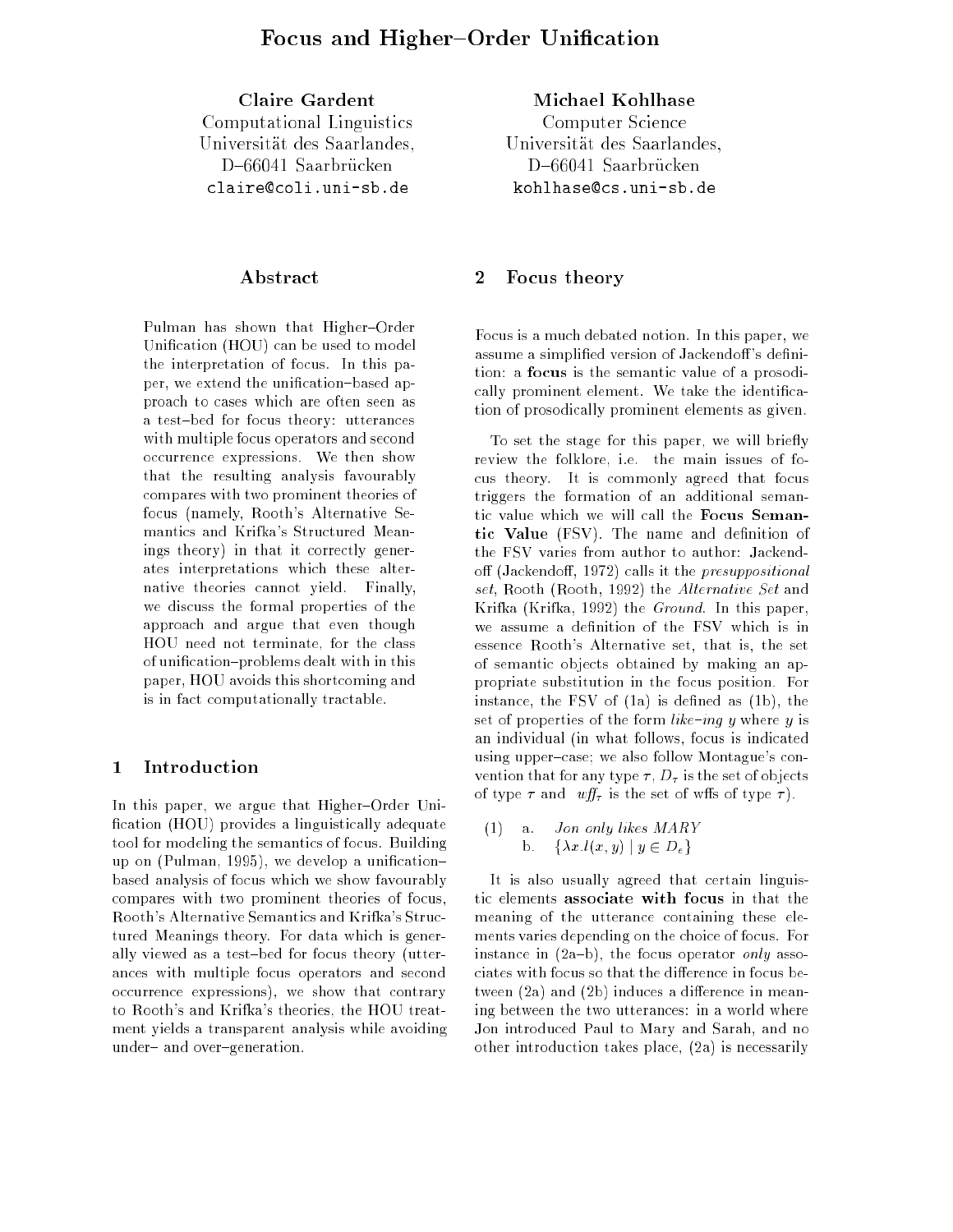# Focus and Higher–Order Unification

**Claire Gardent**
Computational Linguistics
Universität des Saarlandes,
D–66041 Saarbrücken
claire@coli.uni-sb.de

**Michael Kohlhase**
Computer Science
Universität des Saarlandes,
D–66041 Saarbrücken
kohlhase@cs.uni-sb.de

## Abstract

Pulman has shown that Higher–Order Unification (HOU) can be used to model the interpretation of focus. In this paper, we extend the unification–based approach to cases which are often seen as a test–bed for focus theory: utterances with multiple focus operators and second occurrence expressions. We then show that the resulting analysis favourably compares with two prominent theories of focus (namely, Rooth's Alternative Semantics and Krifka's Structured Meanings theory) in that it correctly generates interpretations which these alternative theories cannot yield. Finally, we discuss the formal properties of the approach and argue that even though HOU need not terminate, for the class of unification–problems dealt with in this paper, HOU avoids this shortcoming and is in fact computationally tractable.

## 1 Introduction

In this paper, we argue that Higher–Order Unification (HOU) provides a linguistically adequate tool for modeling the semantics of focus. Building up on (Pulman, 1995), we develop a unification–based analysis of focus which we show favourably compares with two prominent theories of focus, Rooth's Alternative Semantics and Krifka's Structured Meanings theory. For data which is generally viewed as a test–bed for focus theory (utterances with multiple focus operators and second occurrence expressions), we show that contrary to Rooth's and Krifka's theories, the HOU treatment yields a transparent analysis while avoiding under– and over–generation.

## 2 Focus theory

Focus is a much debated notion. In this paper, we assume a simplified version of Jackendoff's definition: a **focus** is the semantic value of a prosodically prominent element. We take the identification of prosodically prominent elements as given.

To set the stage for this paper, we will briefly review the folklore, i.e. the main issues of focus theory. It is commonly agreed that focus triggers the formation of an additional semantic value which we will call the **Focus Semantic Value** (FSV). The name and definition of the FSV varies from author to author: Jackendoff (Jackendoff, 1972) calls it the *presuppositional set*, Rooth (Rooth, 1992) the *Alternative Set* and Krifka (Krifka, 1992) the *Ground*. In this paper, we assume a definition of the FSV which is in essence Rooth's Alternative set, that is, the set of semantic objects obtained by making an appropriate substitution in the focus position. For instance, the FSV of (1a) is defined as (1b), the set of properties of the form *like–ing y* where $y$ is an individual (in what follows, focus is indicated using upper–case; we also follow Montague's convention that for any type $\tau$, $D_\tau$ is the set of objects of type $\tau$ and $wff_\tau$ is the set of wffs of type $\tau$).

(1) a. *Jon only likes MARY*
b. $\{\lambda x.l(x, y) \mid y \in D_e\}$

It is also usually agreed that certain linguistic elements **associate with focus** in that the meaning of the utterance containing these elements varies depending on the choice of focus. For instance in (2a–b), the focus operator *only* associates with focus so that the difference in focus between (2a) and (2b) induces a difference in meaning between the two utterances: in a world where Jon introduced Paul to Mary and Sarah, and no other introduction takes place, (2a) is necessarily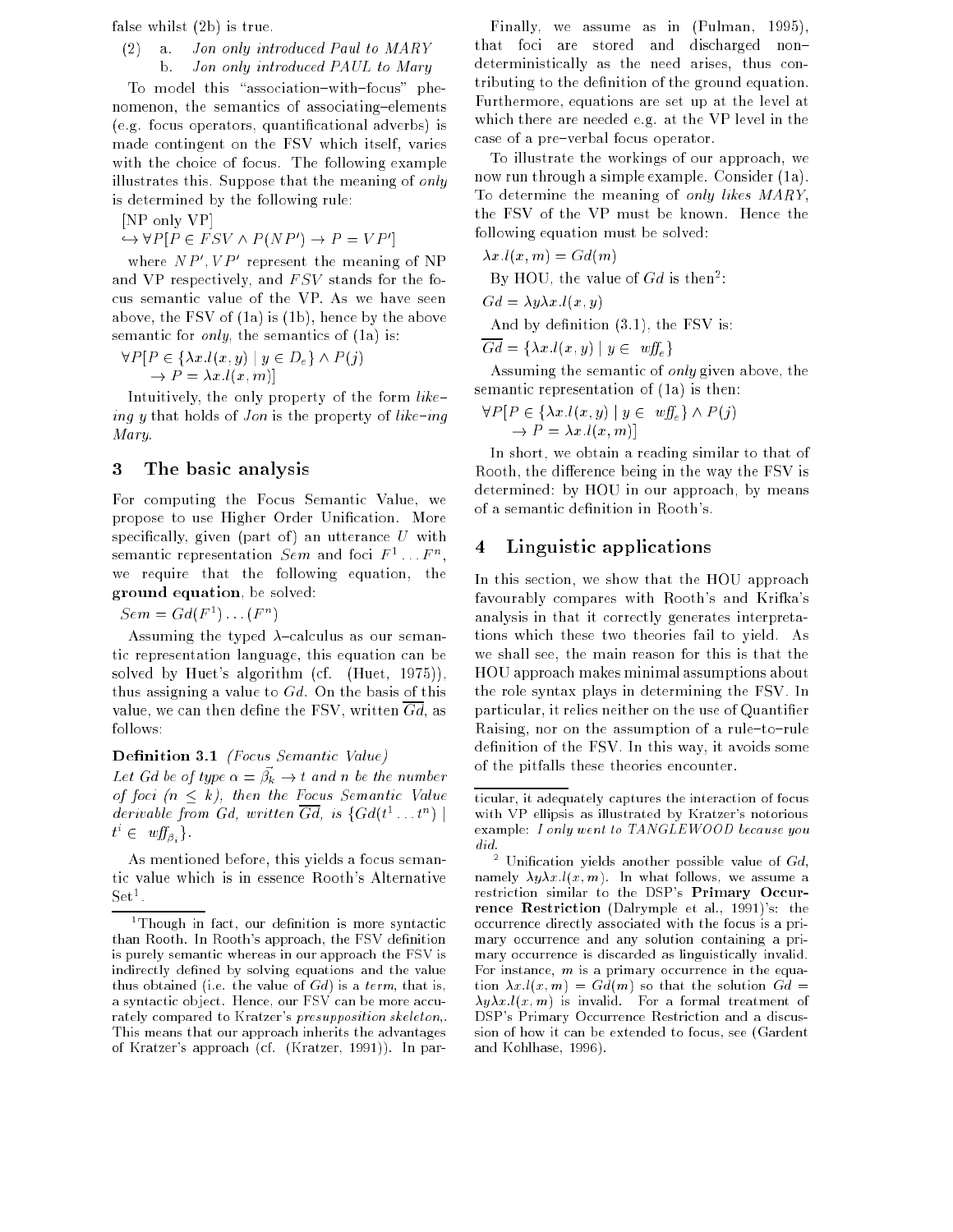false whilst (2b) is true.

(2) a. *Jon only introduced Paul to MARY*
 b. *Jon only introduced PAUL to Mary*

To model this "association–with–focus" phenomenon, the semantics of associating–elements (e.g. focus operators, quantificational adverbs) is made contingent on the FSV which itself, varies with the choice of focus. The following example illustrates this. Suppose that the meaning of *only* is determined by the following rule:

[NP only VP]
$\hookrightarrow \forall P[P \in FSV \wedge P(NP') \rightarrow P = VP']$

where $NP', VP'$ represent the meaning of NP and VP respectively, and $FSV$ stands for the focus semantic value of the VP. As we have seen above, the FSV of (1a) is (1b), hence by the above semantic for *only*, the semantics of (1a) is:

$$\forall P[P \in \{\lambda x.l(x,y) \mid y \in D_e\} \wedge P(j) \rightarrow P = \lambda x.l(x,m)]$$

Intuitively, the only property of the form *like–ing y* that holds of *Jon* is the property of *like–ing Mary*.

## 3 The basic analysis

For computing the Focus Semantic Value, we propose to use Higher Order Unification. More specifically, given (part of) an utterance $U$ with semantic representation $Sem$ and foci $F^1 \ldots F^n$, we require that the following equation, the **ground equation**, be solved:

$$Sem = Gd(F^1)\ldots(F^n)$$

Assuming the typed $\lambda$–calculus as our semantic representation language, this equation can be solved by Huet's algorithm (cf. (Huet, 1975)), thus assigning a value to $Gd$. On the basis of this value, we can then define the FSV, written $\overline{Gd}$, as follows:

**Definition 3.1** *(Focus Semantic Value)*
*Let Gd be of type $\alpha = \vec{\beta_k} \rightarrow t$ and n be the number of foci ($n \leq k$), then the Focus Semantic Value derivable from Gd, written $\overline{Gd}$, is $\{Gd(t^1 \ldots t^n) \mid t^i \in wff_{\beta_i}\}$.*

As mentioned before, this yields a focus semantic value which is in essence Rooth's Alternative Set[1].

Finally, we assume as in (Pulman, 1995), that foci are stored and discharged non–deterministically as the need arises, thus contributing to the definition of the ground equation. Furthermore, equations are set up at the level at which there are needed e.g. at the VP level in the case of a pre–verbal focus operator.

To illustrate the workings of our approach, we now run through a simple example. Consider (1a). To determine the meaning of *only likes MARY*, the FSV of the VP must be known. Hence the following equation must be solved:

$$\lambda x.l(x,m) = Gd(m)$$

By HOU, the value of $Gd$ is then[2]:

$$Gd = \lambda y \lambda x.l(x,y)$$

And by definition (3.1), the FSV is:

$$\overline{Gd} = \{\lambda x.l(x,y) \mid y \in wff_e\}$$

Assuming the semantic of *only* given above, the semantic representation of (1a) is then:

$$\forall P[P \in \{\lambda x.l(x,y) \mid y \in wff_e\} \wedge P(j) \rightarrow P = \lambda x.l(x,m)]$$

In short, we obtain a reading similar to that of Rooth, the difference being in the way the FSV is determined: by HOU in our approach, by means of a semantic definition in Rooth's.

## 4 Linguistic applications

In this section, we show that the HOU approach favourably compares with Rooth's and Krifka's analysis in that it correctly generates interpretations which these two theories fail to yield. As we shall see, the main reason for this is that the HOU approach makes minimal assumptions about the role syntax plays in determining the FSV. In particular, it relies neither on the use of Quantifier Raising, nor on the assumption of a rule–to–rule definition of the FSV. In this way, it avoids some of the pitfalls these theories encounter.

---

[1] Though in fact, our definition is more syntactic than Rooth. In Rooth's approach, the FSV definition is purely semantic whereas in our approach the FSV is indirectly defined by solving equations and the value thus obtained (i.e. the value of $Gd$) is a *term*, that is, a syntactic object. Hence, our FSV can be more accurately compared to Kratzer's *presupposition skeleton*,. This means that our approach inherits the advantages of Kratzer's approach (cf. (Kratzer, 1991)). In particular, it adequately captures the interaction of focus with VP ellipsis as illustrated by Kratzer's notorious example: *I only went to TANGLEWOOD because you did.*

[2] Unification yields another possible value of $Gd$, namely $\lambda y \lambda x.l(x,m)$. In what follows, we assume a restriction similar to the DSP's **Primary Occurrence Restriction** (Dalrymple et al., 1991)'s: the occurrence directly associated with the focus is a primary occurrence and any solution containing a primary occurrence is discarded as linguistically invalid. For instance, $m$ is a primary occurrence in the equation $\lambda x.l(x,m) = Gd(m)$ so that the solution $Gd = \lambda y \lambda x.l(x,m)$ is invalid. For a formal treatment of DSP's Primary Occurrence Restriction and a discussion of how it can be extended to focus, see (Gardent and Kohlhase, 1996).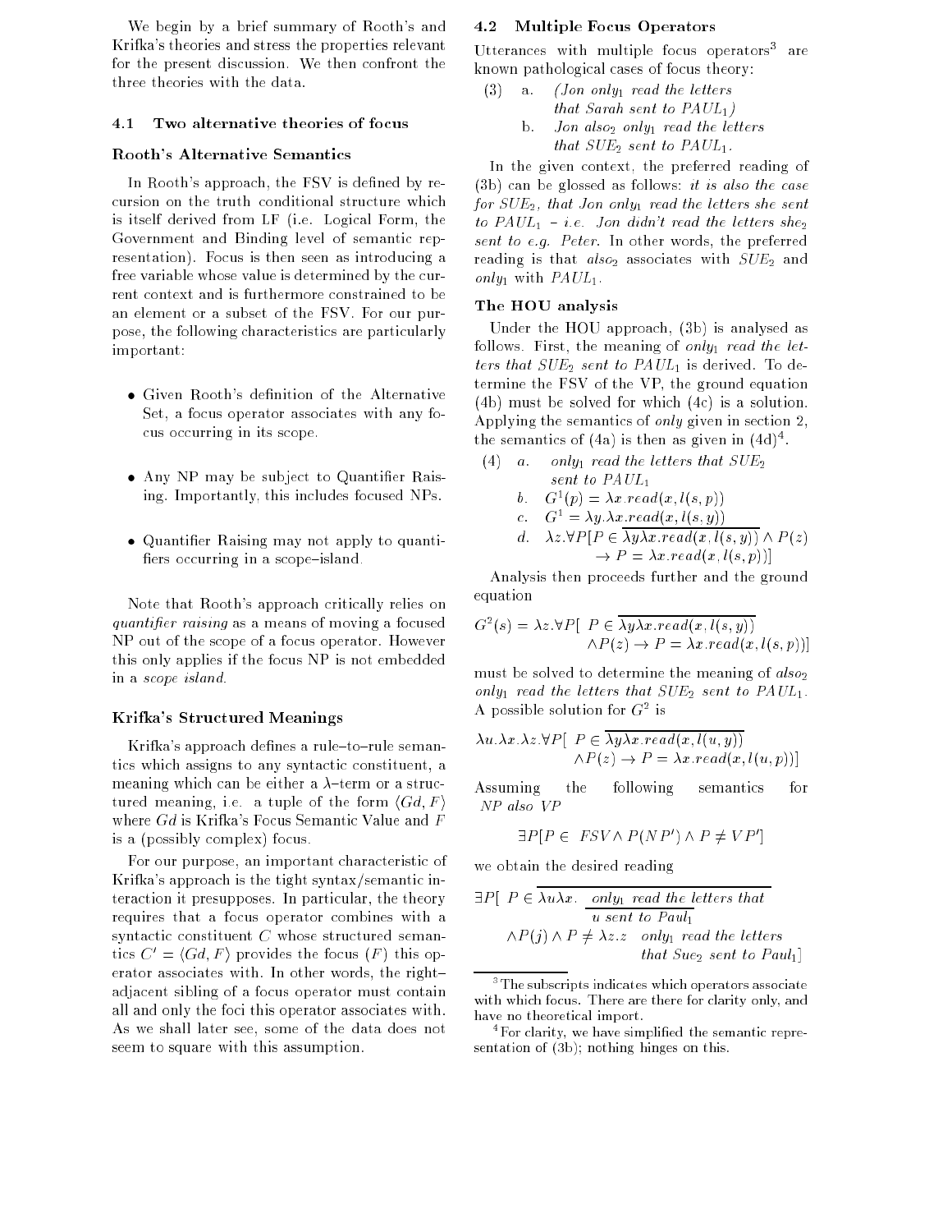We begin by a brief summary of Rooth's and Krifka's theories and stress the properties relevant for the present discussion. We then confront the three theories with the data.

## 4.1 Two alternative theories of focus

### Rooth's Alternative Semantics

In Rooth's approach, the FSV is defined by recursion on the truth conditional structure which is itself derived from LF (i.e. Logical Form, the Government and Binding level of semantic representation). Focus is then seen as introducing a free variable whose value is determined by the current context and is furthermore constrained to be an element or a subset of the FSV. For our purpose, the following characteristics are particularly important:

- Given Rooth's definition of the Alternative Set, a focus operator associates with any focus occurring in its scope.
- Any NP may be subject to Quantifier Raising. Importantly, this includes focused NPs.
- Quantifier Raising may not apply to quantifiers occurring in a scope–island.

Note that Rooth's approach critically relies on *quantifier raising* as a means of moving a focused NP out of the scope of a focus operator. However this only applies if the focus NP is not embedded in a *scope island*.

### Krifka's Structured Meanings

Krifka's approach defines a rule–to–rule semantics which assigns to any syntactic constituent, a meaning which can be either a $\lambda$–term or a structured meaning, i.e. a tuple of the form $\langle Gd, F \rangle$ where $Gd$ is Krifka's Focus Semantic Value and $F$ is a (possibly complex) focus.

For our purpose, an important characteristic of Krifka's approach is the tight syntax/semantic interaction it presupposes. In particular, the theory requires that a focus operator combines with a syntactic constituent $C$ whose structured semantics $C' = \langle Gd, F \rangle$ provides the focus ($F$) this operator associates with. In other words, the right–adjacent sibling of a focus operator must contain all and only the foci this operator associates with. As we shall later see, some of the data does not seem to square with this assumption.

## 4.2 Multiple Focus Operators

Utterances with multiple focus operators[3] are known pathological cases of focus theory:

(3) a. *(Jon only$_1$ read the letters that Sarah sent to PAUL$_1$)*

b. *Jon also$_2$ only$_1$ read the letters that SUE$_2$ sent to PAUL$_1$.*

In the given context, the preferred reading of (3b) can be glossed as follows: *it is also the case for SUE$_2$, that Jon only$_1$ read the letters she sent to PAUL$_1$ – i.e. Jon didn't read the letters she$_2$ sent to e.g. Peter.* In other words, the preferred reading is that *also$_2$* associates with *SUE$_2$* and *only$_1$* with *PAUL$_1$*.

### The HOU analysis

Under the HOU approach, (3b) is analysed as follows. First, the meaning of *only$_1$ read the letters that SUE$_2$ sent to PAUL$_1$* is derived. To determine the FSV of the VP, the ground equation (4b) must be solved for which (4c) is a solution. Applying the semantics of *only* given in section 2, the semantics of (4a) is then as given in (4d)[4].

(4) a. *only$_1$ read the letters that SUE$_2$ sent to PAUL$_1$*

b. $G^1(p) = \lambda x.read(x, l(s,p))$

c. $G^1 = \lambda y.\lambda x.read(x, l(s,y))$

d. $\lambda z.\forall P[P \in \overline{\lambda y \lambda x.read(x, l(s,y))} \wedge P(z) \rightarrow P = \lambda x.read(x, l(s,p))]$

Analysis then proceeds further and the ground equation

$$G^2(s) = \lambda z.\forall P[\ P \in \overline{\lambda y \lambda x.read(x, l(s,y))} \wedge P(z) \rightarrow P = \lambda x.read(x, l(s,p))]$$

must be solved to determine the meaning of *also$_2$ only$_1$ read the letters that SUE$_2$ sent to PAUL$_1$*. A possible solution for $G^2$ is

$$\lambda u.\lambda x.\lambda z.\forall P[\ P \in \overline{\lambda y \lambda x.read(x, l(u,y))} \wedge P(z) \rightarrow P = \lambda x.read(x, l(u,p))]$$

Assuming the following semantics for *NP also VP*

$$\exists P[P \in\ FSV \wedge P(NP') \wedge P \neq VP']$$

we obtain the desired reading

$$\exists P[\ P \in \overline{\lambda u \lambda x.\ \ \underline{only_1 \text{ read the letters that}}\ \underline{u \text{ sent to Paul}_1}} \wedge P(j) \wedge P \neq \lambda z.z\ \ only_1 \text{ read the letters that Sue}_2 \text{ sent to Paul}_1]$$

---

[3] The subscripts indicates which operators associate with which focus. There are there for clarity only, and have no theoretical import.

[4] For clarity, we have simplified the semantic representation of (3b); nothing hinges on this.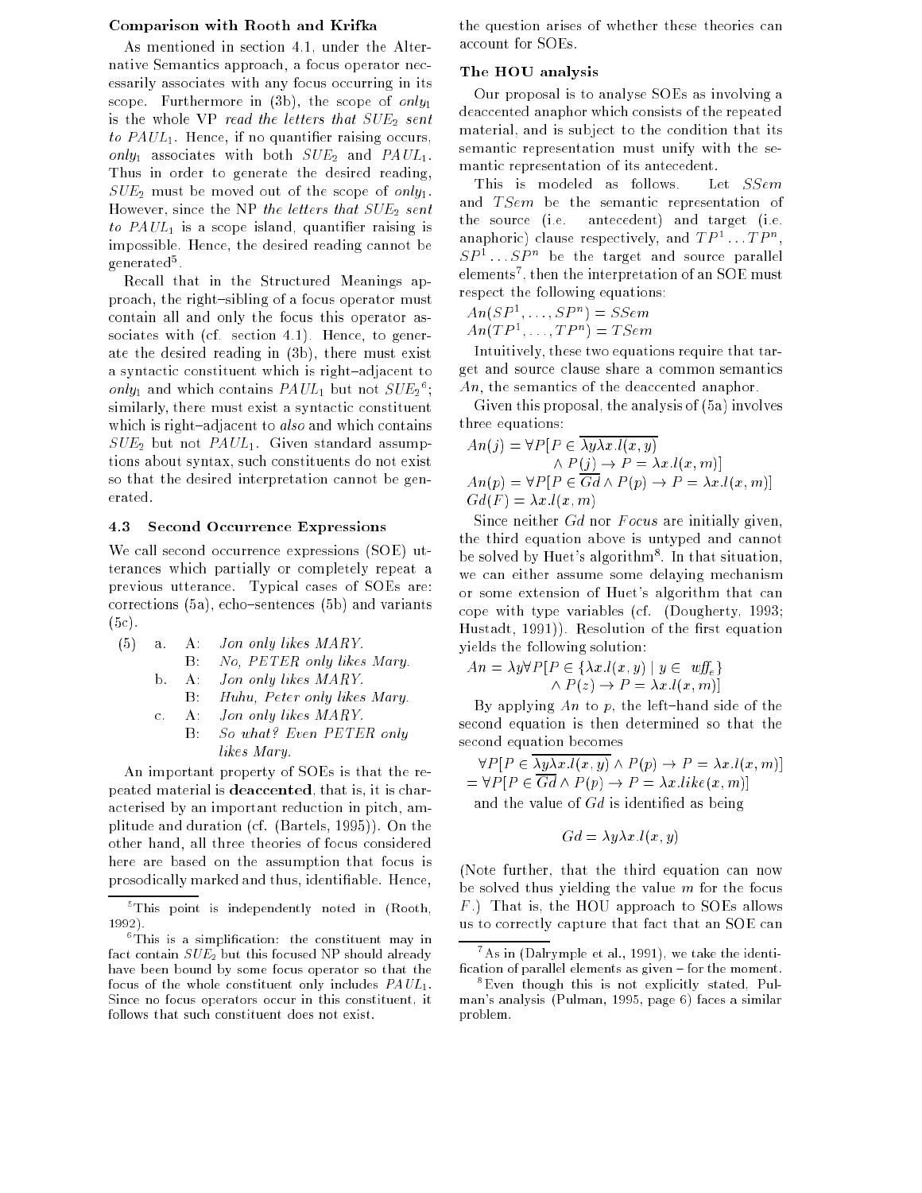**Comparison with Rooth and Krifka**

As mentioned in section 4.1, under the Alternative Semantics approach, a focus operator necessarily associates with any focus occurring in its scope. Furthermore in (3b), the scope of $only_1$ is the whole VP *read the letters that $SUE_2$ sent to $PAUL_1$*. Hence, if no quantifier raising occurs, $only_1$ associates with both $SUE_2$ and $PAUL_1$. Thus in order to generate the desired reading, $SUE_2$ must be moved out of the scope of $only_1$. However, since the NP *the letters that $SUE_2$ sent to $PAUL_1$* is a scope island, quantifier raising is impossible. Hence, the desired reading cannot be generated[5].

Recall that in the Structured Meanings approach, the right–sibling of a focus operator must contain all and only the focus this operator associates with (cf. section 4.1). Hence, to generate the desired reading in (3b), there must exist a syntactic constituent which is right–adjacent to $only_1$ and which contains $PAUL_1$ but not $SUE_2$[6]; similarly, there must exist a syntactic constituent which is right–adjacent to *also* and which contains $SUE_2$ but not $PAUL_1$. Given standard assumptions about syntax, such constituents do not exist so that the desired interpretation cannot be generated.

### 4.3 Second Occurrence Expressions

We call second occurrence expressions (SOE) utterances which partially or completely repeat a previous utterance. Typical cases of SOEs are: corrections (5a), echo–sentences (5b) and variants (5c).

(5) a. A: *Jon only likes MARY.*
 B: *No, PETER only likes Mary.*
 b. A: *Jon only likes MARY.*
 B: *Huhu, Peter only likes Mary.*
 c. A: *Jon only likes MARY.*
 B: *So what? Even PETER only likes Mary.*

An important property of SOEs is that the repeated material is **deaccented**, that is, it is characterised by an important reduction in pitch, amplitude and duration (cf. (Bartels, 1995)). On the other hand, all three theories of focus considered here are based on the assumption that focus is prosodically marked and thus, identifiable. Hence, the question arises of whether these theories can account for SOEs.

**The HOU analysis**

Our proposal is to analyse SOEs as involving a deaccented anaphor which consists of the repeated material, and is subject to the condition that its semantic representation must unify with the semantic representation of its antecedent.

This is modeled as follows. Let $SSem$ and $TSem$ be the semantic representation of the source (i.e. antecedent) and target (i.e. anaphoric) clause respectively, and $TP^1 \ldots TP^n$, $SP^1 \ldots SP^n$ be the target and source parallel elements[7], then the interpretation of an SOE must respect the following equations:

$$An(SP^1, \ldots, SP^n) = SSem$$
$$An(TP^1, \ldots, TP^n) = TSem$$

Intuitively, these two equations require that target and source clause share a common semantics $An$, the semantics of the deaccented anaphor.

Given this proposal, the analysis of (5a) involves three equations:

$$An(j) = \forall P[P \in \overline{\lambda y \lambda x.l(x,y)} \wedge P(j) \rightarrow P = \lambda x.l(x,m)]$$
$$An(p) = \forall P[P \in \overline{Gd} \wedge P(p) \rightarrow P = \lambda x.l(x,m)]$$
$$Gd(F) = \lambda x.l(x,m)$$

Since neither $Gd$ nor $Focus$ are initially given, the third equation above is untyped and cannot be solved by Huet's algorithm[8]. In that situation, we can either assume some delaying mechanism or some extension of Huet's algorithm that can cope with type variables (cf. (Dougherty, 1993; Hustadt, 1991)). Resolution of the first equation yields the following solution:

$$An = \lambda y \forall P[P \in \{\lambda x.l(x,y) \mid y \in wff_e\} \wedge P(z) \rightarrow P = \lambda x.l(x,m)]$$

By applying $An$ to $p$, the left–hand side of the second equation is then determined so that the second equation becomes

$$\forall P[P \in \overline{\lambda y \lambda x.l(x,y)} \wedge P(p) \rightarrow P = \lambda x.l(x,m)]$$
$$= \forall P[P \in \overline{Gd} \wedge P(p) \rightarrow P = \lambda x.like(x,m)]$$

and the value of $Gd$ is identified as being

$$Gd = \lambda y \lambda x.l(x,y)$$

(Note further, that the third equation can now be solved thus yielding the value $m$ for the focus $F$.) That is, the HOU approach to SOEs allows us to correctly capture that fact that an SOE can

---

[5] This point is independently noted in (Rooth, 1992).

[6] This is a simplification: the constituent may in fact contain $SUE_2$ but this focused NP should already have been bound by some focus operator so that the focus of the whole constituent only includes $PAUL_1$. Since no focus operators occur in this constituent, it follows that such constituent does not exist.

[7] As in (Dalrymple et al., 1991), we take the identification of parallel elements as given – for the moment.

[8] Even though this is not explicitly stated, Pulman's analysis (Pulman, 1995, page 6) faces a similar problem.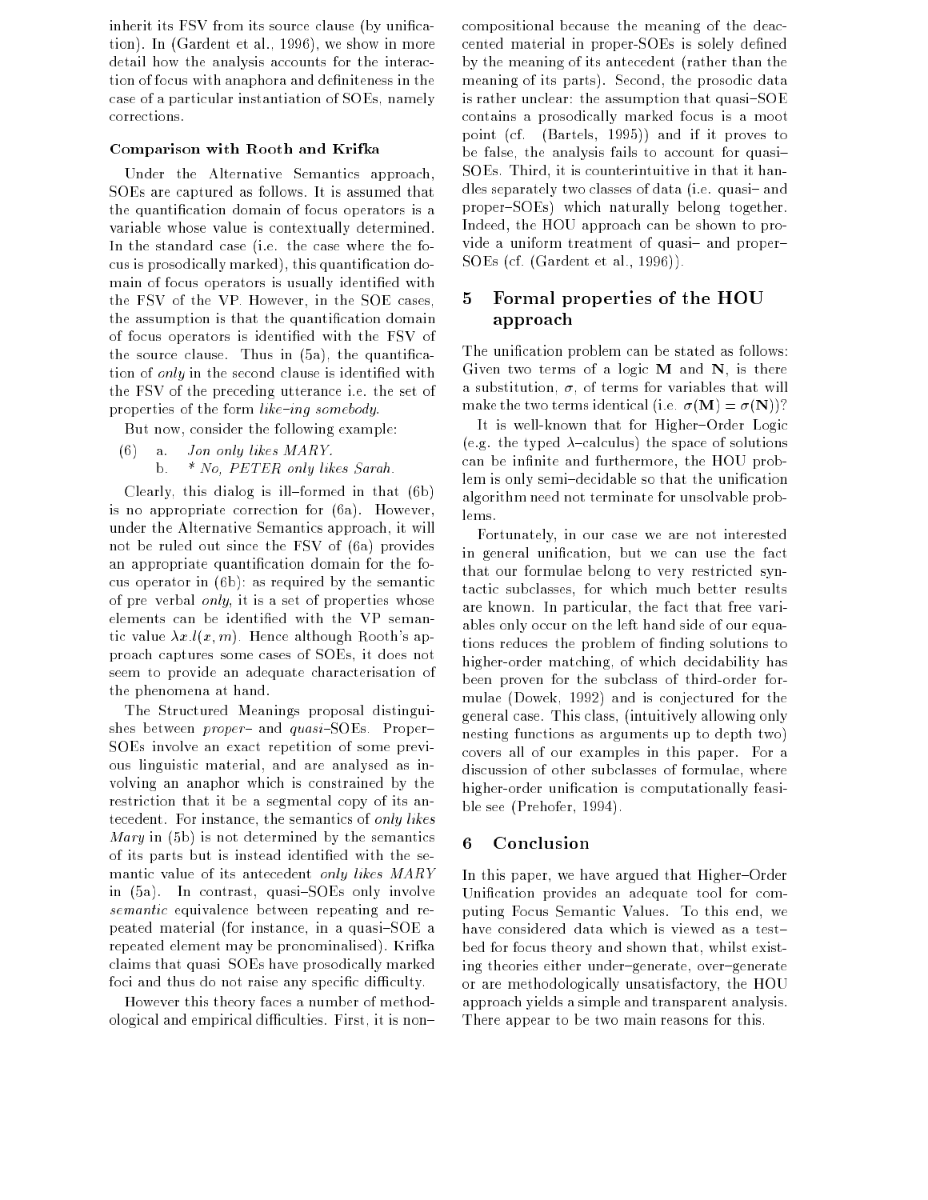inherit its FSV from its source clause (by unification). In (Gardent et al., 1996), we show in more detail how the analysis accounts for the interaction of focus with anaphora and definiteness in the case of a particular instantiation of SOEs, namely corrections.

#### Comparison with Rooth and Krifka

Under the Alternative Semantics approach, SOEs are captured as follows. It is assumed that the quantification domain of focus operators is a variable whose value is contextually determined. In the standard case (i.e. the case where the focus is prosodically marked), this quantification domain of focus operators is usually identified with the FSV of the VP. However, in the SOE cases, the assumption is that the quantification domain of focus operators is identified with the FSV of the source clause. Thus in (5a), the quantification of *only* in the second clause is identified with the FSV of the preceding utterance i.e. the set of properties of the form *like–ing somebody*.

But now, consider the following example:

(6) a. *Jon only likes MARY.*
b. *\* No, PETER only likes Sarah.*

Clearly, this dialog is ill–formed in that (6b) is no appropriate correction for (6a). However, under the Alternative Semantics approach, it will not be ruled out since the FSV of (6a) provides an appropriate quantification domain for the focus operator in (6b): as required by the semantic of pre verbal *only*, it is a set of properties whose elements can be identified with the VP semantic value $\lambda x.l(x, m)$. Hence although Rooth's approach captures some cases of SOEs, it does not seem to provide an adequate characterisation of the phenomena at hand.

The Structured Meanings proposal distinguishes between *proper–* and *quasi–*SOEs. Proper–SOEs involve an exact repetition of some previous linguistic material, and are analysed as involving an anaphor which is constrained by the restriction that it be a segmental copy of its antecedent. For instance, the semantics of *only likes Mary* in (5b) is not determined by the semantics of its parts but is instead identified with the semantic value of its antecedent *only likes MARY* in (5a). In contrast, quasi–SOEs only involve *semantic* equivalence between repeating and repeated material (for instance, in a quasi–SOE a repeated element may be pronominalised). Krifka claims that quasi SOEs have prosodically marked foci and thus do not raise any specific difficulty.

However this theory faces a number of methodological and empirical difficulties. First, it is non–compositional because the meaning of the deaccented material in proper–SOEs is solely defined by the meaning of its antecedent (rather than the meaning of its parts). Second, the prosodic data is rather unclear: the assumption that quasi–SOE contains a prosodically marked focus is a moot point (cf. (Bartels, 1995)) and if it proves to be false, the analysis fails to account for quasi–SOEs. Third, it is counterintuitive in that it handles separately two classes of data (i.e. quasi– and proper–SOEs) which naturally belong together. Indeed, the HOU approach can be shown to provide a uniform treatment of quasi– and proper–SOEs (cf. (Gardent et al., 1996)).

## 5 Formal properties of the HOU approach

The unification problem can be stated as follows: Given two terms of a logic $\mathbf{M}$ and $\mathbf{N}$, is there a substitution, $\sigma$, of terms for variables that will make the two terms identical (i.e. $\sigma(\mathbf{M}) = \sigma(\mathbf{N})$)?

It is well-known that for Higher–Order Logic (e.g. the typed $\lambda$–calculus) the space of solutions can be infinite and furthermore, the HOU problem is only semi–decidable so that the unification algorithm need not terminate for unsolvable problems.

Fortunately, in our case we are not interested in general unification, but we can use the fact that our formulae belong to very restricted syntactic subclasses, for which much better results are known. In particular, the fact that free variables only occur on the left hand side of our equations reduces the problem of finding solutions to higher-order matching, of which decidability has been proven for the subclass of third-order formulae (Dowek, 1992) and is conjectured for the general case. This class, (intuitively allowing only nesting functions as arguments up to depth two) covers all of our examples in this paper. For a discussion of other subclasses of formulae, where higher-order unification is computationally feasible see (Prehofer, 1994).

## 6 Conclusion

In this paper, we have argued that Higher–Order Unification provides an adequate tool for computing Focus Semantic Values. To this end, we have considered data which is viewed as a test–bed for focus theory and shown that, whilst existing theories either under–generate, over–generate or are methodologically unsatisfactory, the HOU approach yields a simple and transparent analysis. There appear to be two main reasons for this.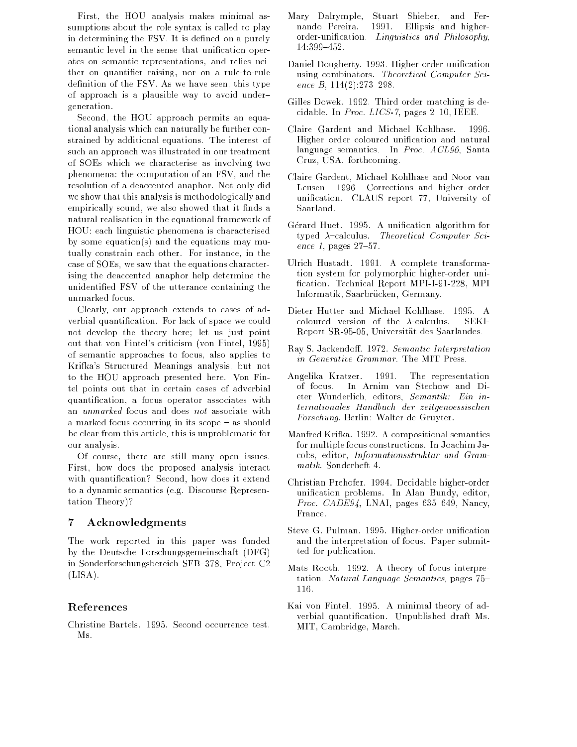First, the HOU analysis makes minimal assumptions about the role syntax is called to play in determining the FSV. It is defined on a purely semantic level in the sense that unification operates on semantic representations, and relies neither on quantifier raising, nor on a rule-to-rule definition of the FSV. As we have seen, this type of approach is a plausible way to avoid under–generation.

Second, the HOU approach permits an equational analysis which can naturally be further constrained by additional equations. The interest of such an approach was illustrated in our treatment of SOEs which we characterise as involving two phenomena: the computation of an FSV, and the resolution of a deaccented anaphor. Not only did we show that this analysis is methodologically and empirically sound, we also showed that it finds a natural realisation in the equational framework of HOU: each linguistic phenomena is characterised by some equation(s) and the equations may mutually constrain each other. For instance, in the case of SOEs, we saw that the equations characterising the deaccented anaphor help determine the unidentified FSV of the utterance containing the unmarked focus.

Clearly, our approach extends to cases of adverbial quantification. For lack of space we could not develop the theory here; let us just point out that von Fintel's criticism (von Fintel, 1995) of semantic approaches to focus, also applies to Krifka's Structured Meanings analysis, but not to the HOU approach presented here. Von Fintel points out that in certain cases of adverbial quantification, a focus operator associates with an *unmarked* focus and does *not* associate with a marked focus occurring in its scope – as should be clear from this article, this is unproblematic for our analysis.

Of course, there are still many open issues. First, how does the proposed analysis interact with quantification? Second, how does it extend to a dynamic semantics (e.g. Discourse Representation Theory)?

## 7 Acknowledgments

The work reported in this paper was funded by the Deutsche Forschungsgemeinschaft (DFG) in Sonderforschungsbereich SFB–378, Project C2 (LISA).

## References

Christine Bartels. 1995. Second occurrence test. Ms.

Mary Dalrymple, Stuart Shieber, and Fernando Pereira. 1991. Ellipsis and higher-order-unification. *Linguistics and Philosophy*, 14:399–452.

Daniel Dougherty. 1993. Higher-order unification using combinators. *Theoretical Computer Science B*, 114(2):273 298.

Gilles Dowek. 1992. Third order matching is decidable. In *Proc. LICS-7*, pages 2 10, IEEE.

Claire Gardent and Michael Kohlhase. 1996. Higher order coloured unification and natural language semantics. In *Proc. ACL96*, Santa Cruz, USA. forthcoming.

Claire Gardent, Michael Kohlhase and Noor van Leusen. 1996. Corrections and higher–order unification. CLAUS report 77, University of Saarland.

Gérard Huet. 1995. A unification algorithm for typed $\lambda$–calculus. *Theoretical Computer Science 1*, pages 27–57.

Ulrich Hustadt. 1991. A complete transformation system for polymorphic higher-order unification. Technical Report MPI-I-91-228, MPI Informatik, Saarbrücken, Germany.

Dieter Hutter and Michael Kohlhase. 1995. A coloured version of the $\lambda$-calculus. SEKI-Report SR-95-05, Universität des Saarlandes.

Ray S. Jackendoff. 1972. *Semantic Interpretation in Generative Grammar*. The MIT Press.

Angelika Kratzer. 1991. The representation of focus. In Arnim van Stechow and Dieter Wunderlich, editors, *Semantik: Ein internationales Handbuch der zeitgenoessischen Forschung*. Berlin: Walter de Gruyter.

Manfred Krifka. 1992. A compositional semantics for multiple focus constructions. In Joachim Jacobs, editor, *Informationsstruktur and Grammatik*. Sonderheft 4.

Christian Prehofer. 1994. Decidable higher-order unification problems. In Alan Bundy, editor, *Proc. CADE94*, LNAI, pages 635 649, Nancy, France.

Steve G. Pulman. 1995. Higher-order unification and the interpretation of focus. Paper submitted for publication.

Mats Rooth. 1992. A theory of focus interpretation. *Natural Language Semantics*, pages 75–116.

Kai von Fintel. 1995. A minimal theory of adverbial quantification. Unpublished draft Ms. MIT, Cambridge, March.